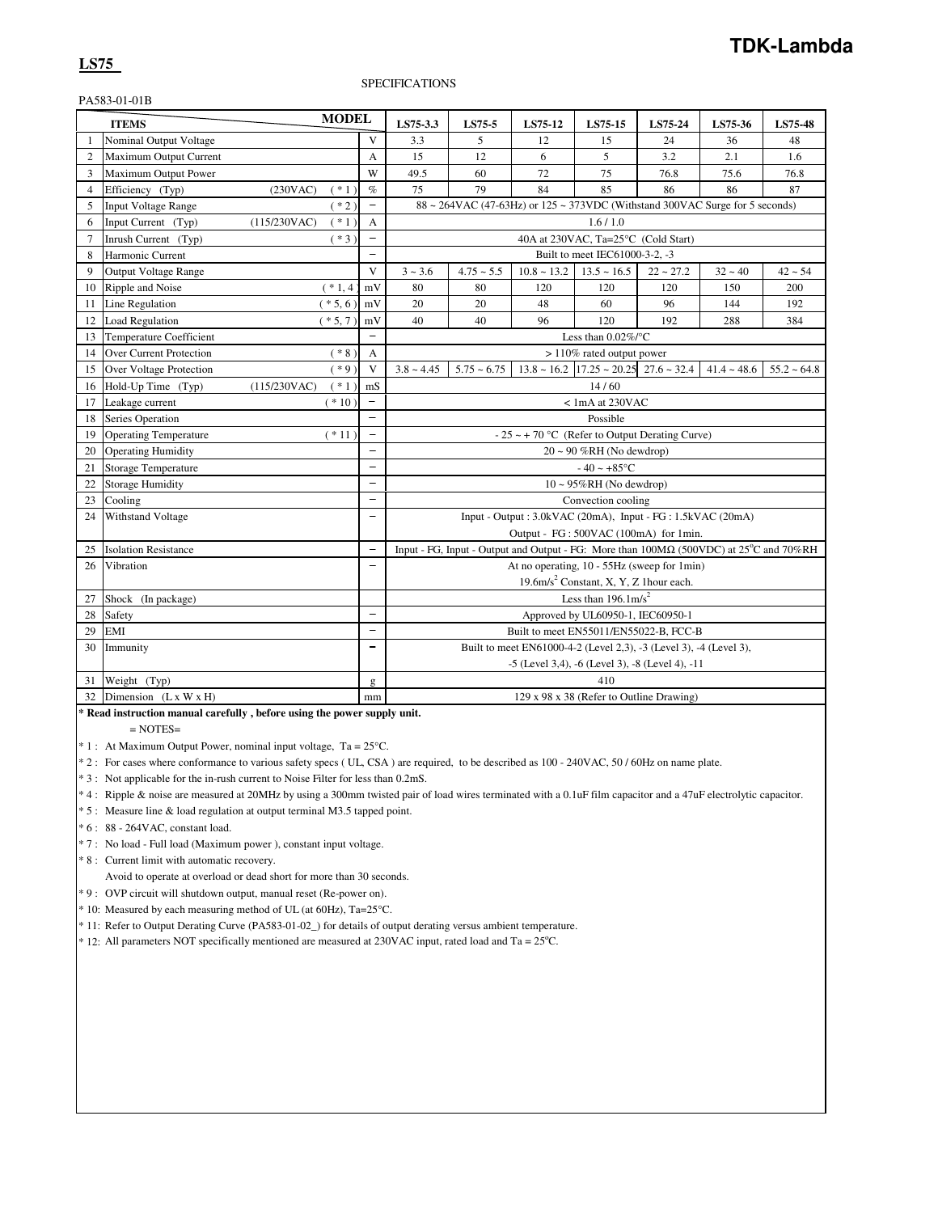**TDK-Lambda**

**LS75**

SPECIFICATIONS

PA583-01-01B

| No. | ITEMS / MODEL | | Unit | LS75-3.3 | LS75-5 | LS75-12 | LS75-15 | LS75-24 | LS75-36 | LS75-48 |
|---|---|---|---|---|---|---|---|---|---|---|
| 1 | Nominal Output Voltage | | V | 3.3 | 5 | 12 | 15 | 24 | 36 | 48 |
| 2 | Maximum Output Current | | A | 15 | 12 | 6 | 5 | 3.2 | 2.1 | 1.6 |
| 3 | Maximum Output Power | | W | 49.5 | 60 | 72 | 75 | 76.8 | 75.6 | 76.8 |
| 4 | Efficiency (Typ) (230VAC) | ( * 1 ) | % | 75 | 79 | 84 | 85 | 86 | 86 | 87 |
| 5 | Input Voltage Range | ( * 2 ) | – | 88 ~ 264VAC (47-63Hz) or 125 ~ 373VDC (Withstand 300VAC Surge for 5 seconds) | | | | | | |
| 6 | Input Current (Typ) (115/230VAC) | ( * 1 ) | A | 1.6 / 1.0 | | | | | | |
| 7 | Inrush Current (Typ) | ( * 3 ) | – | 40A at 230VAC, Ta=25°C (Cold Start) | | | | | | |
| 8 | Harmonic Current | | – | Built to meet IEC61000-3-2, -3 | | | | | | |
| 9 | Output Voltage Range | | V | 3 ~ 3.6 | 4.75 ~ 5.5 | 10.8 ~ 13.2 | 13.5 ~ 16.5 | 22 ~ 27.2 | 32 ~ 40 | 42 ~ 54 |
| 10 | Ripple and Noise | ( * 1, 4 ) | mV | 80 | 80 | 120 | 120 | 120 | 150 | 200 |
| 11 | Line Regulation | ( * 5, 6 ) | mV | 20 | 20 | 48 | 60 | 96 | 144 | 192 |
| 12 | Load Regulation | ( * 5, 7 ) | mV | 40 | 40 | 96 | 120 | 192 | 288 | 384 |
| 13 | Temperature Coefficient | | – | Less than 0.02%/°C | | | | | | |
| 14 | Over Current Protection | ( * 8 ) | A | > 110% rated output power | | | | | | |
| 15 | Over Voltage Protection | ( * 9 ) | V | 3.8 ~ 4.45 | 5.75 ~ 6.75 | 13.8 ~ 16.2 | 17.25 ~ 20.25 | 27.6 ~ 32.4 | 41.4 ~ 48.6 | 55.2 ~ 64.8 |
| 16 | Hold-Up Time (Typ) (115/230VAC) | ( * 1 ) | mS | 14 / 60 | | | | | | |
| 17 | Leakage current | ( * 10 ) | – | < 1mA at 230VAC | | | | | | |
| 18 | Series Operation | | – | Possible | | | | | | |
| 19 | Operating Temperature | ( * 11 ) | – | - 25 ~ + 70 °C (Refer to Output Derating Curve) | | | | | | |
| 20 | Operating Humidity | | – | 20 ~ 90 %RH (No dewdrop) | | | | | | |
| 21 | Storage Temperature | | – | - 40 ~ +85°C | | | | | | |
| 22 | Storage Humidity | | – | 10 ~ 95%RH (No dewdrop) | | | | | | |
| 23 | Cooling | | – | Convection cooling | | | | | | |
| 24 | Withstand Voltage | | – | Input - Output : 3.0kVAC (20mA), Input - FG : 1.5kVAC (20mA) Output - FG : 500VAC (100mA) for 1min. | | | | | | |
| 25 | Isolation Resistance | | – | Input - FG, Input - Output and Output - FG: More than 100MΩ (500VDC) at 25°C and 70%RH | | | | | | |
| 26 | Vibration | | – | At no operating, 10 - 55Hz (sweep for 1min) 19.6m/s$^2$ Constant, X, Y, Z 1hour each. | | | | | | |
| 27 | Shock (In package) | | | Less than 196.1m/s$^2$ | | | | | | |
| 28 | Safety | | – | Approved by UL60950-1, IEC60950-1 | | | | | | |
| 29 | EMI | | – | Built to meet EN55011/EN55022-B, FCC-B | | | | | | |
| 30 | Immunity | | – | Built to meet EN61000-4-2 (Level 2,3), -3 (Level 3), -4 (Level 3), -5 (Level 3,4), -6 (Level 3), -8 (Level 4), -11 | | | | | | |
| 31 | Weight (Typ) | | g | 410 | | | | | | |
| 32 | Dimension (L x W x H) | | mm | 129 x 98 x 38 (Refer to Outline Drawing) | | | | | | |

**\* Read instruction manual carefully , before using the power supply unit.**

= NOTES=

* 1 : At Maximum Output Power, nominal input voltage, Ta = 25°C.
* 2 : For cases where conformance to various safety specs ( UL, CSA ) are required, to be described as 100 - 240VAC, 50 / 60Hz on name plate.
* 3 : Not applicable for the in-rush current to Noise Filter for less than 0.2mS.
* 4 : Ripple & noise are measured at 20MHz by using a 300mm twisted pair of load wires terminated with a 0.1uF film capacitor and a 47uF electrolytic capacitor.
* 5 : Measure line & load regulation at output terminal M3.5 tapped point.
* 6 : 88 - 264VAC, constant load.
* 7 : No load - Full load (Maximum power ), constant input voltage.
* 8 : Current limit with automatic recovery.
  Avoid to operate at overload or dead short for more than 30 seconds.
* 9 : OVP circuit will shutdown output, manual reset (Re-power on).
* 10: Measured by each measuring method of UL (at 60Hz), Ta=25°C.
* 11: Refer to Output Derating Curve (PA583-01-02_) for details of output derating versus ambient temperature.
* 12: All parameters NOT specifically mentioned are measured at 230VAC input, rated load and Ta = 25°C.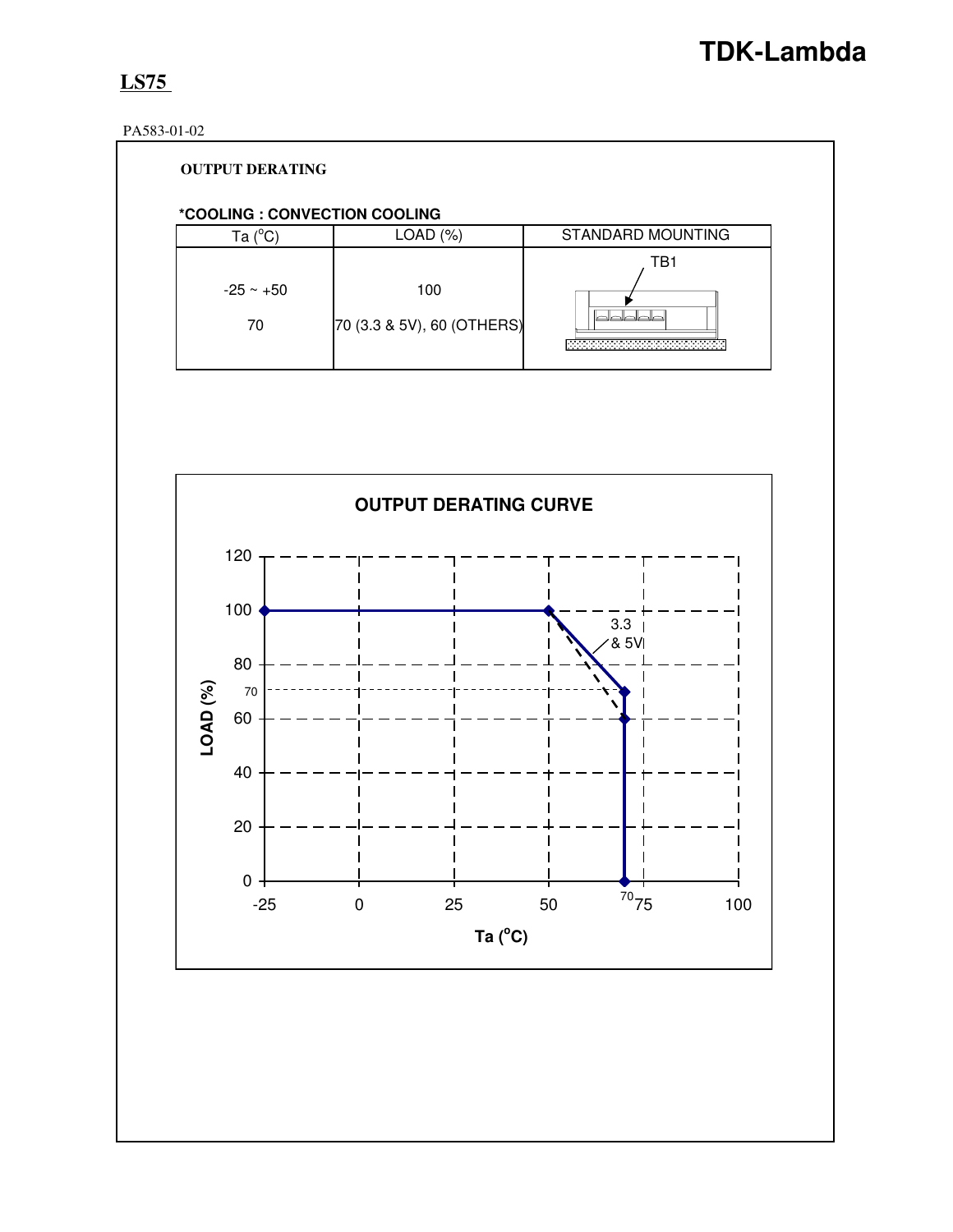TDK-Lambda

# LS75

PA583-01-02

## OUTPUT DERATING

**\*COOLING : CONVECTION COOLING**

| Ta (°C) | LOAD (%) | STANDARD MOUNTING |
|---|---|---|
| -25 ~ +50 | 100 | TB1 |
| 70 | 70 (3.3 & 5V), 60 (OTHERS) | |

**OUTPUT DERATING CURVE**

LOAD (%)

120
100
80
70
60
40
20
0

-25
0
25
50
70
75
100

Ta (°C)

3.3 & 5V